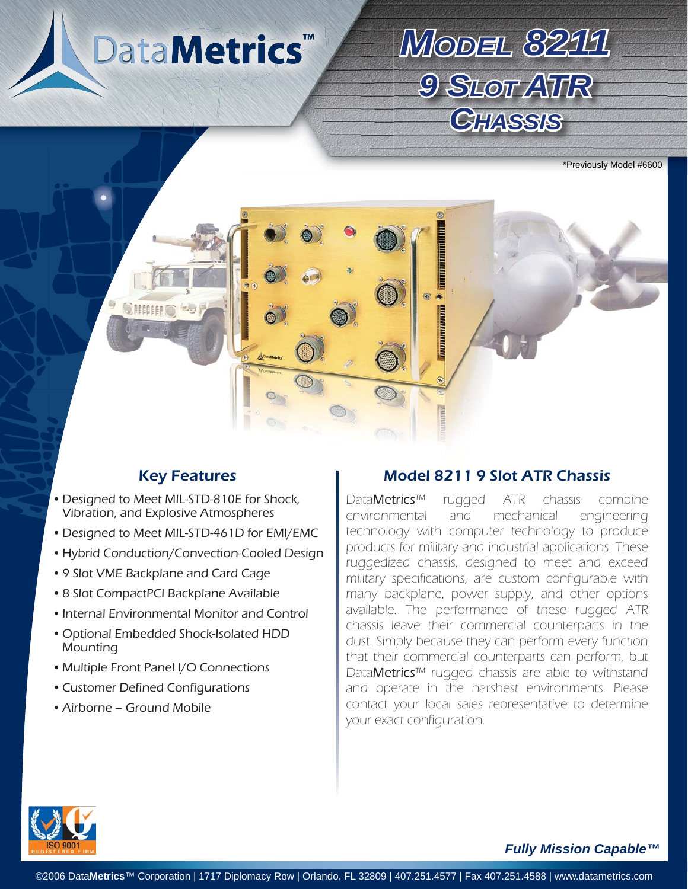DataMetrics™

# Model 8211 9 Slot ATR Chassis

*Previously Model #6600

## Key Features

- Designed to Meet MIL-STD-810E for Shock, Vibration, and Explosive Atmospheres
- Designed to Meet MIL-STD-461D for EMI/EMC
- Hybrid Conduction/Convection-Cooled Design
- 9 Slot VME Backplane and Card Cage
- 8 Slot CompactPCI Backplane Available
- Internal Environmental Monitor and Control
- Optional Embedded Shock-Isolated HDD Mounting
- Multiple Front Panel I/O Connections
- Customer Defined Configurations
- Airborne – Ground Mobile

## Model 8211 9 Slot ATR Chassis

DataMetrics™ rugged ATR chassis combine environmental and mechanical engineering technology with computer technology to produce products for military and industrial applications. These ruggedized chassis, designed to meet and exceed military specifications, are custom configurable with many backplane, power supply, and other options available. The performance of these rugged ATR chassis leave their commercial counterparts in the dust. Simply because they can perform every function that their commercial counterparts can perform, but DataMetrics™ rugged chassis are able to withstand and operate in the harshest environments. Please contact your local sales representative to determine your exact configuration.

ISO 9001 REGISTERED FIRM

*Fully Mission Capable™*

©2006 DataMetrics™ Corporation | 1717 Diplomacy Row | Orlando, FL 32809 | 407.251.4577 | Fax 407.251.4588 | www.datametrics.com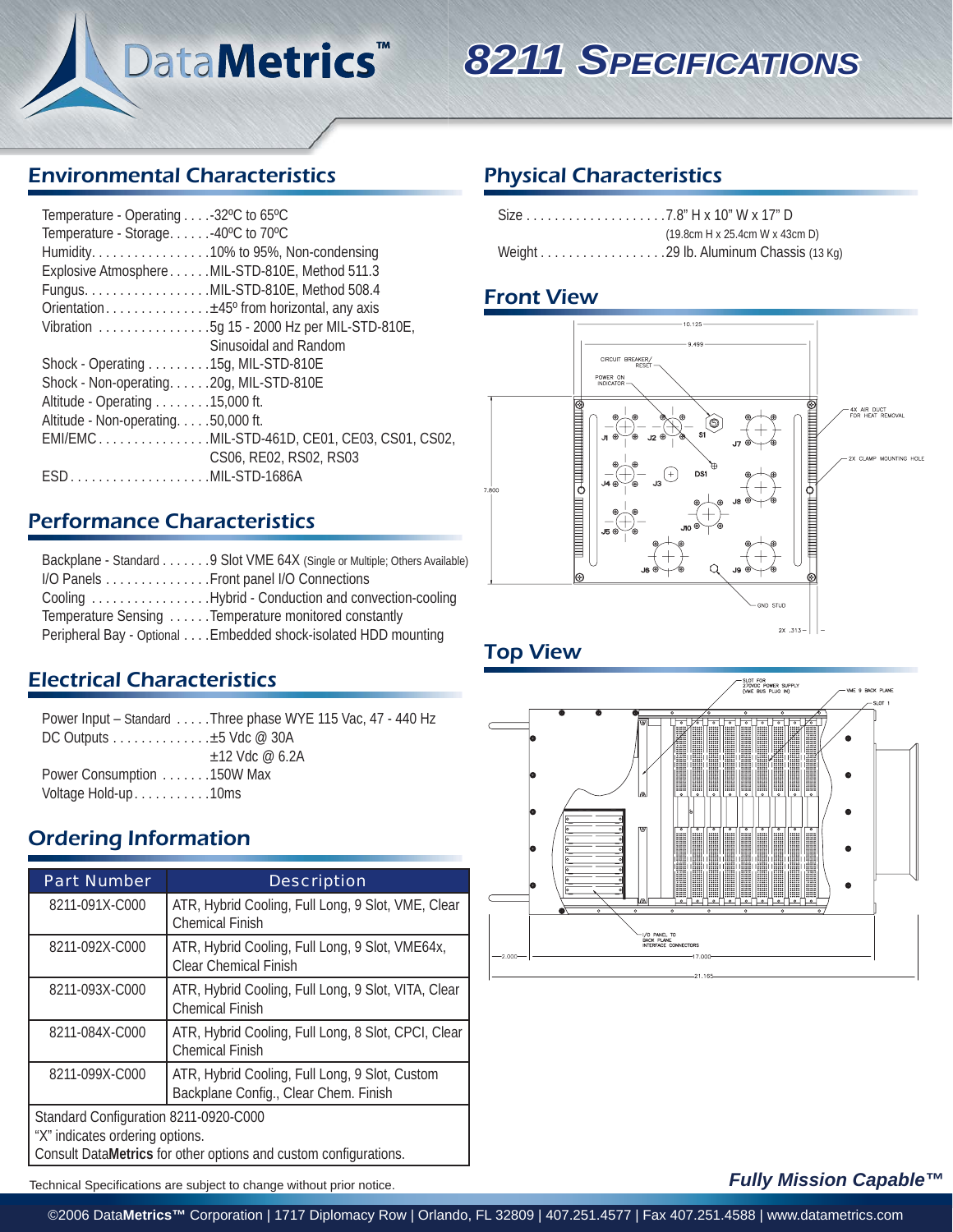# 8211 SPECIFICATIONS

## Environmental Characteristics

| | |
|---|---|
| Temperature - Operating | -32ºC to 65ºC |
| Temperature - Storage | -40ºC to 70ºC |
| Humidity | 10% to 95%, Non-condensing |
| Explosive Atmosphere | MIL-STD-810E, Method 511.3 |
| Fungus | MIL-STD-810E, Method 508.4 |
| Orientation | ±45º from horizontal, any axis |
| Vibration | 5g 15 - 2000 Hz per MIL-STD-810E, Sinusoidal and Random |
| Shock - Operating | 15g, MIL-STD-810E |
| Shock - Non-operating | 20g, MIL-STD-810E |
| Altitude - Operating | 15,000 ft. |
| Altitude - Non-operating | 50,000 ft. |
| EMI/EMC | MIL-STD-461D, CE01, CE03, CS01, CS02, CS06, RE02, RS02, RS03 |
| ESD | MIL-STD-1686A |

## Performance Characteristics

| | |
|---|---|
| Backplane - Standard | 9 Slot VME 64X (Single or Multiple; Others Available) |
| I/O Panels | Front panel I/O Connections |
| Cooling | Hybrid - Conduction and convection-cooling |
| Temperature Sensing | Temperature monitored constantly |
| Peripheral Bay - Optional | Embedded shock-isolated HDD mounting |

## Electrical Characteristics

| | |
|---|---|
| Power Input – Standard | Three phase WYE 115 Vac, 47 - 440 Hz |
| DC Outputs | ±5 Vdc @ 30A<br>±12 Vdc @ 6.2A |
| Power Consumption | 150W Max |
| Voltage Hold-up | 10ms |

## Ordering Information

| Part Number | Description |
|---|---|
| 8211-091X-C000 | ATR, Hybrid Cooling, Full Long, 9 Slot, VME, Clear Chemical Finish |
| 8211-092X-C000 | ATR, Hybrid Cooling, Full Long, 9 Slot, VME64x, Clear Chemical Finish |
| 8211-093X-C000 | ATR, Hybrid Cooling, Full Long, 9 Slot, VITA, Clear Chemical Finish |
| 8211-084X-C000 | ATR, Hybrid Cooling, Full Long, 8 Slot, CPCI, Clear Chemical Finish |
| 8211-099X-C000 | ATR, Hybrid Cooling, Full Long, 9 Slot, Custom Backplane Config., Clear Chem. Finish |

Standard Configuration 8211-0920-C000
"X" indicates ordering options.
Consult Data**Metrics** for other options and custom configurations.

## Physical Characteristics

| | |
|---|---|
| Size | 7.8" H x 10" W x 17" D<br>(19.8cm H x 25.4cm W x 43cm D) |
| Weight | 29 lb. Aluminum Chassis (13 Kg) |

## Front View

10.125
9.499
CIRCUIT BREAKER/ RESET
POWER ON INDICATOR
7.800
4X AIR DUCT FOR HEAT REMOVAL
2X CLAMP MOUNTING HOLE
J1 J2 S1 J7 J4 J3 DS1 J8 J5 J10 J6 J9
GND STUD
2X .313

## Top View

SLOT FOR 270VDC POWER SUPPLY (VME BUS PLUG IN)
VME 9 BACK PLANE
SLOT 1
I/O PANEL TO BACK PLANE INTERFACE CONNECTORS
2.000
17.000
21.165

Technical Specifications are subject to change without prior notice.

*Fully Mission Capable™*

©2006 Data**Metrics™** Corporation | 1717 Diplomacy Row | Orlando, FL 32809 | 407.251.4577 | Fax 407.251.4588 | www.datametrics.com